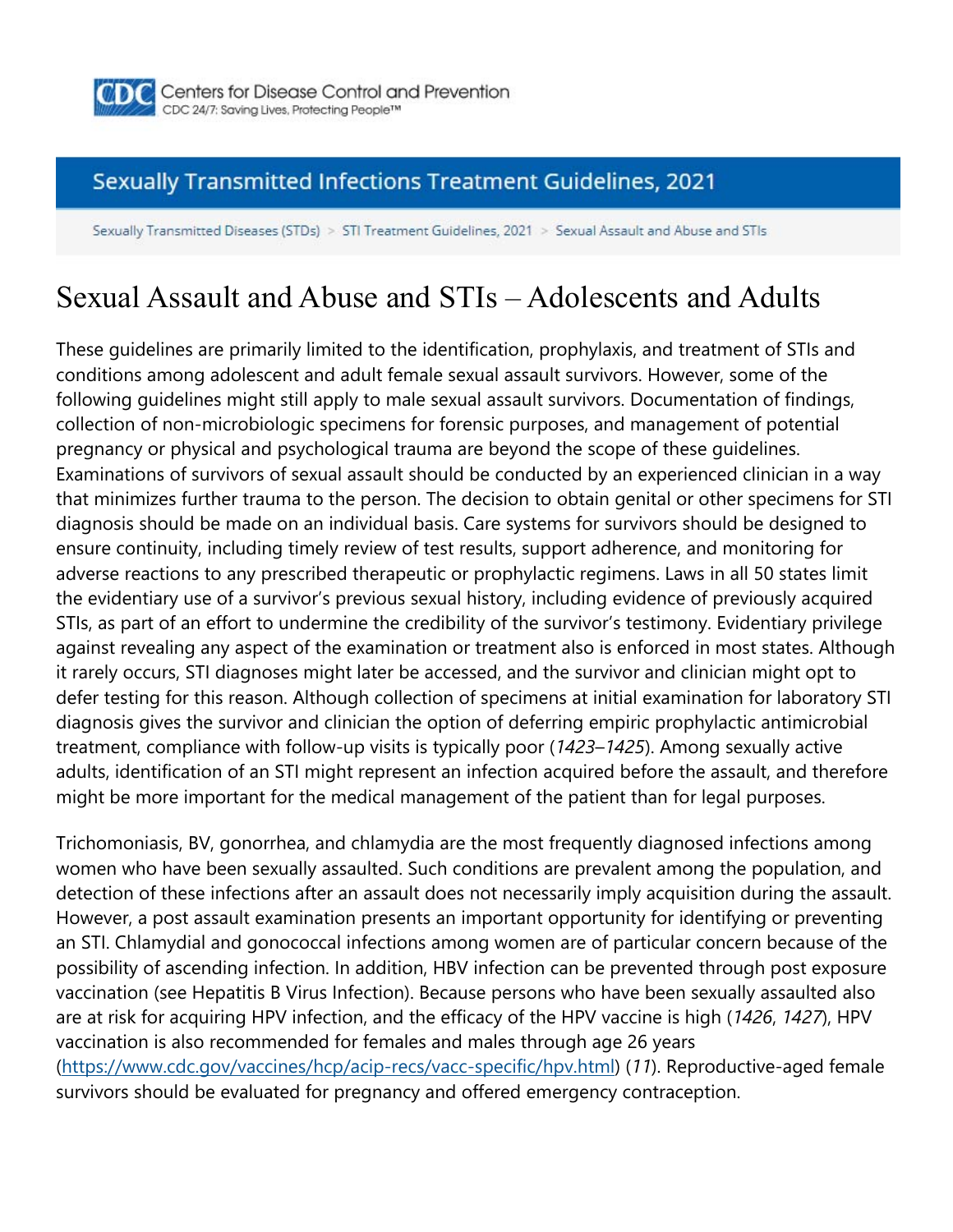Centers for Disease Control and Prevention
CDC 24/7: Saving Lives, Protecting People™

Sexually Transmitted Infections Treatment Guidelines, 2021

Sexually Transmitted Diseases (STDs) > STI Treatment Guidelines, 2021 > Sexual Assault and Abuse and STIs

# Sexual Assault and Abuse and STIs – Adolescents and Adults

These guidelines are primarily limited to the identification, prophylaxis, and treatment of STIs and conditions among adolescent and adult female sexual assault survivors. However, some of the following guidelines might still apply to male sexual assault survivors. Documentation of findings, collection of non-microbiologic specimens for forensic purposes, and management of potential pregnancy or physical and psychological trauma are beyond the scope of these guidelines. Examinations of survivors of sexual assault should be conducted by an experienced clinician in a way that minimizes further trauma to the person. The decision to obtain genital or other specimens for STI diagnosis should be made on an individual basis. Care systems for survivors should be designed to ensure continuity, including timely review of test results, support adherence, and monitoring for adverse reactions to any prescribed therapeutic or prophylactic regimens. Laws in all 50 states limit the evidentiary use of a survivor's previous sexual history, including evidence of previously acquired STIs, as part of an effort to undermine the credibility of the survivor's testimony. Evidentiary privilege against revealing any aspect of the examination or treatment also is enforced in most states. Although it rarely occurs, STI diagnoses might later be accessed, and the survivor and clinician might opt to defer testing for this reason. Although collection of specimens at initial examination for laboratory STI diagnosis gives the survivor and clinician the option of deferring empiric prophylactic antimicrobial treatment, compliance with follow-up visits is typically poor (*1423–1425*). Among sexually active adults, identification of an STI might represent an infection acquired before the assault, and therefore might be more important for the medical management of the patient than for legal purposes.

Trichomoniasis, BV, gonorrhea, and chlamydia are the most frequently diagnosed infections among women who have been sexually assaulted. Such conditions are prevalent among the population, and detection of these infections after an assault does not necessarily imply acquisition during the assault. However, a post assault examination presents an important opportunity for identifying or preventing an STI. Chlamydial and gonococcal infections among women are of particular concern because of the possibility of ascending infection. In addition, HBV infection can be prevented through post exposure vaccination (see Hepatitis B Virus Infection). Because persons who have been sexually assaulted also are at risk for acquiring HPV infection, and the efficacy of the HPV vaccine is high (*1426*, *1427*), HPV vaccination is also recommended for females and males through age 26 years (https://www.cdc.gov/vaccines/hcp/acip-recs/vacc-specific/hpv.html) (*11*). Reproductive-aged female survivors should be evaluated for pregnancy and offered emergency contraception.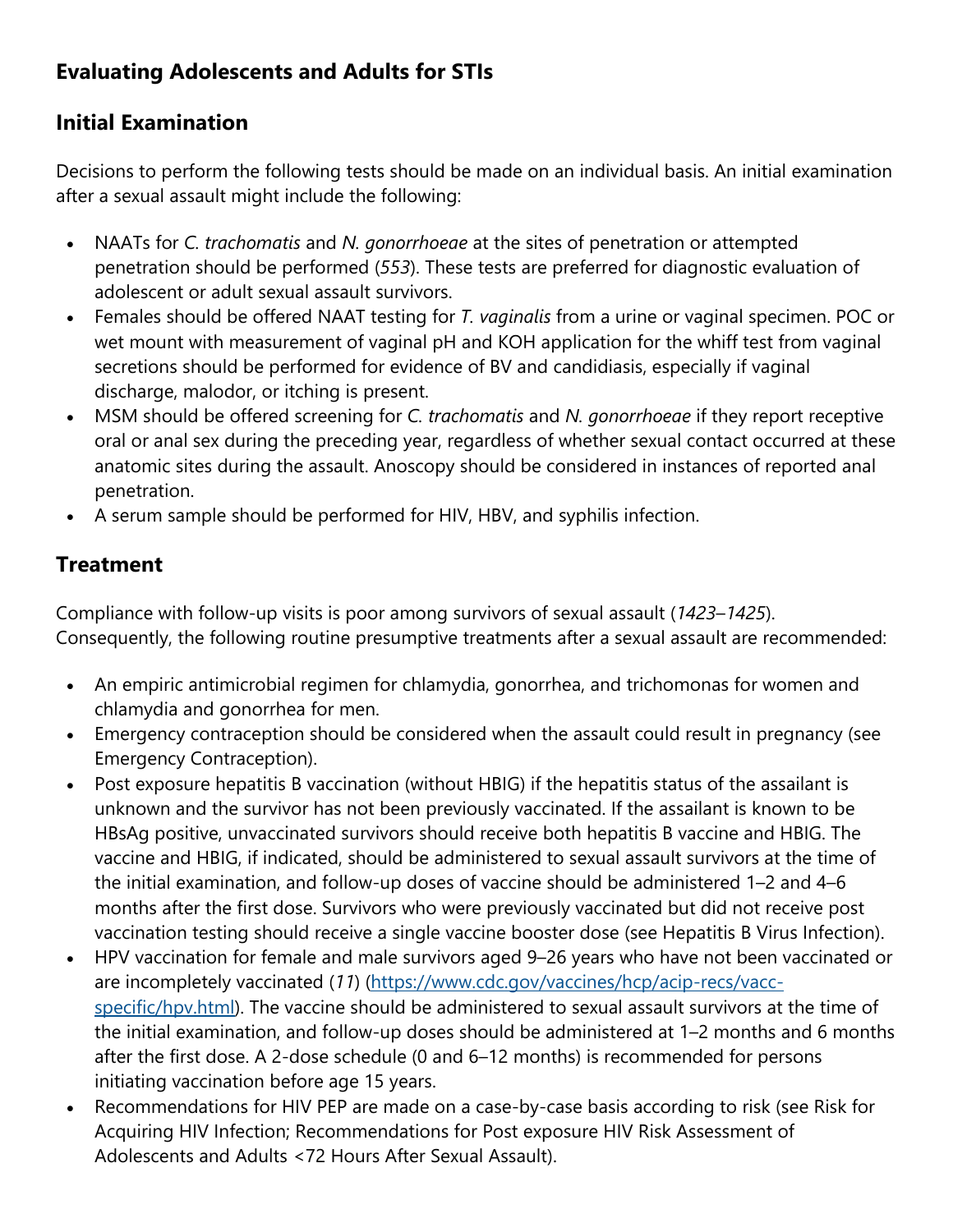## Evaluating Adolescents and Adults for STIs

### Initial Examination

Decisions to perform the following tests should be made on an individual basis. An initial examination after a sexual assault might include the following:

- NAATs for *C. trachomatis* and *N. gonorrhoeae* at the sites of penetration or attempted penetration should be performed (*553*). These tests are preferred for diagnostic evaluation of adolescent or adult sexual assault survivors.
- Females should be offered NAAT testing for *T. vaginalis* from a urine or vaginal specimen. POC or wet mount with measurement of vaginal pH and KOH application for the whiff test from vaginal secretions should be performed for evidence of BV and candidiasis, especially if vaginal discharge, malodor, or itching is present.
- MSM should be offered screening for *C. trachomatis* and *N. gonorrhoeae* if they report receptive oral or anal sex during the preceding year, regardless of whether sexual contact occurred at these anatomic sites during the assault. Anoscopy should be considered in instances of reported anal penetration.
- A serum sample should be performed for HIV, HBV, and syphilis infection.

### Treatment

Compliance with follow-up visits is poor among survivors of sexual assault (*1423–1425*). Consequently, the following routine presumptive treatments after a sexual assault are recommended:

- An empiric antimicrobial regimen for chlamydia, gonorrhea, and trichomonas for women and chlamydia and gonorrhea for men.
- Emergency contraception should be considered when the assault could result in pregnancy (see Emergency Contraception).
- Post exposure hepatitis B vaccination (without HBIG) if the hepatitis status of the assailant is unknown and the survivor has not been previously vaccinated. If the assailant is known to be HBsAg positive, unvaccinated survivors should receive both hepatitis B vaccine and HBIG. The vaccine and HBIG, if indicated, should be administered to sexual assault survivors at the time of the initial examination, and follow-up doses of vaccine should be administered 1–2 and 4–6 months after the first dose. Survivors who were previously vaccinated but did not receive post vaccination testing should receive a single vaccine booster dose (see Hepatitis B Virus Infection).
- HPV vaccination for female and male survivors aged 9–26 years who have not been vaccinated or are incompletely vaccinated (*11*) ([https://www.cdc.gov/vaccines/hcp/acip-recs/vacc-specific/hpv.html](https://www.cdc.gov/vaccines/hcp/acip-recs/vacc-specific/hpv.html)). The vaccine should be administered to sexual assault survivors at the time of the initial examination, and follow-up doses should be administered at 1–2 months and 6 months after the first dose. A 2-dose schedule (0 and 6–12 months) is recommended for persons initiating vaccination before age 15 years.
- Recommendations for HIV PEP are made on a case-by-case basis according to risk (see Risk for Acquiring HIV Infection; Recommendations for Post exposure HIV Risk Assessment of Adolescents and Adults <72 Hours After Sexual Assault).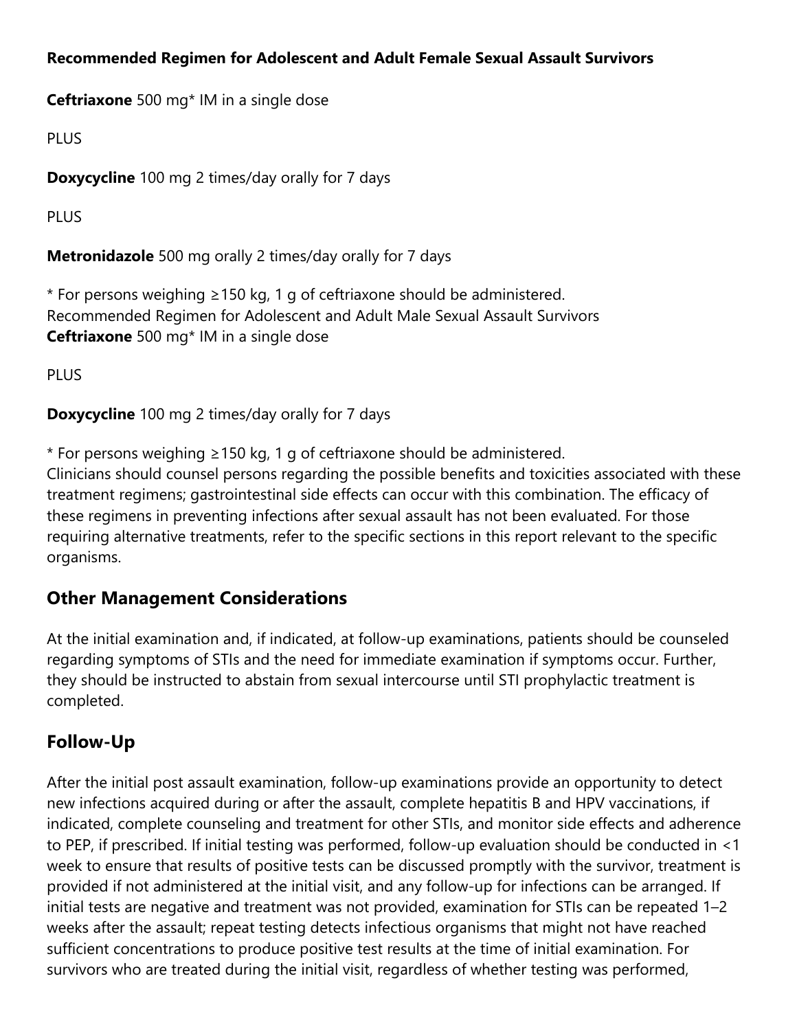**Recommended Regimen for Adolescent and Adult Female Sexual Assault Survivors**

**Ceftriaxone** 500 mg* IM in a single dose

PLUS

**Doxycycline** 100 mg 2 times/day orally for 7 days

PLUS

**Metronidazole** 500 mg orally 2 times/day orally for 7 days

* For persons weighing ≥150 kg, 1 g of ceftriaxone should be administered.

Recommended Regimen for Adolescent and Adult Male Sexual Assault Survivors

**Ceftriaxone** 500 mg* IM in a single dose

PLUS

**Doxycycline** 100 mg 2 times/day orally for 7 days

* For persons weighing ≥150 kg, 1 g of ceftriaxone should be administered.

Clinicians should counsel persons regarding the possible benefits and toxicities associated with these treatment regimens; gastrointestinal side effects can occur with this combination. The efficacy of these regimens in preventing infections after sexual assault has not been evaluated. For those requiring alternative treatments, refer to the specific sections in this report relevant to the specific organisms.

## Other Management Considerations

At the initial examination and, if indicated, at follow-up examinations, patients should be counseled regarding symptoms of STIs and the need for immediate examination if symptoms occur. Further, they should be instructed to abstain from sexual intercourse until STI prophylactic treatment is completed.

## Follow-Up

After the initial post assault examination, follow-up examinations provide an opportunity to detect new infections acquired during or after the assault, complete hepatitis B and HPV vaccinations, if indicated, complete counseling and treatment for other STIs, and monitor side effects and adherence to PEP, if prescribed. If initial testing was performed, follow-up evaluation should be conducted in <1 week to ensure that results of positive tests can be discussed promptly with the survivor, treatment is provided if not administered at the initial visit, and any follow-up for infections can be arranged. If initial tests are negative and treatment was not provided, examination for STIs can be repeated 1–2 weeks after the assault; repeat testing detects infectious organisms that might not have reached sufficient concentrations to produce positive test results at the time of initial examination. For survivors who are treated during the initial visit, regardless of whether testing was performed,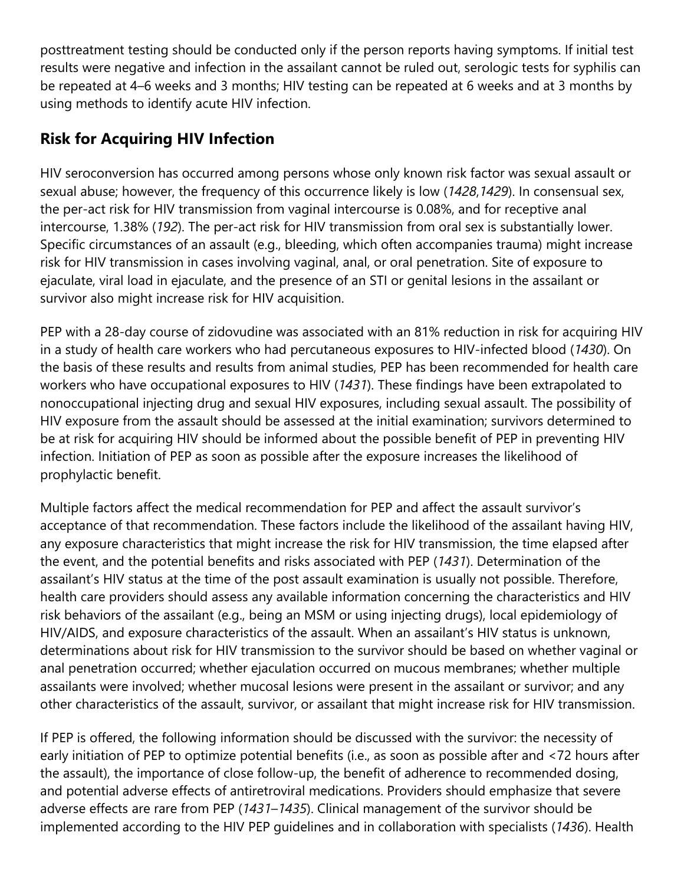posttreatment testing should be conducted only if the person reports having symptoms. If initial test results were negative and infection in the assailant cannot be ruled out, serologic tests for syphilis can be repeated at 4–6 weeks and 3 months; HIV testing can be repeated at 6 weeks and at 3 months by using methods to identify acute HIV infection.

## Risk for Acquiring HIV Infection

HIV seroconversion has occurred among persons whose only known risk factor was sexual assault or sexual abuse; however, the frequency of this occurrence likely is low (*1428*,*1429*). In consensual sex, the per-act risk for HIV transmission from vaginal intercourse is 0.08%, and for receptive anal intercourse, 1.38% (*192*). The per-act risk for HIV transmission from oral sex is substantially lower. Specific circumstances of an assault (e.g., bleeding, which often accompanies trauma) might increase risk for HIV transmission in cases involving vaginal, anal, or oral penetration. Site of exposure to ejaculate, viral load in ejaculate, and the presence of an STI or genital lesions in the assailant or survivor also might increase risk for HIV acquisition.

PEP with a 28-day course of zidovudine was associated with an 81% reduction in risk for acquiring HIV in a study of health care workers who had percutaneous exposures to HIV-infected blood (*1430*). On the basis of these results and results from animal studies, PEP has been recommended for health care workers who have occupational exposures to HIV (*1431*). These findings have been extrapolated to nonoccupational injecting drug and sexual HIV exposures, including sexual assault. The possibility of HIV exposure from the assault should be assessed at the initial examination; survivors determined to be at risk for acquiring HIV should be informed about the possible benefit of PEP in preventing HIV infection. Initiation of PEP as soon as possible after the exposure increases the likelihood of prophylactic benefit.

Multiple factors affect the medical recommendation for PEP and affect the assault survivor's acceptance of that recommendation. These factors include the likelihood of the assailant having HIV, any exposure characteristics that might increase the risk for HIV transmission, the time elapsed after the event, and the potential benefits and risks associated with PEP (*1431*). Determination of the assailant's HIV status at the time of the post assault examination is usually not possible. Therefore, health care providers should assess any available information concerning the characteristics and HIV risk behaviors of the assailant (e.g., being an MSM or using injecting drugs), local epidemiology of HIV/AIDS, and exposure characteristics of the assault. When an assailant's HIV status is unknown, determinations about risk for HIV transmission to the survivor should be based on whether vaginal or anal penetration occurred; whether ejaculation occurred on mucous membranes; whether multiple assailants were involved; whether mucosal lesions were present in the assailant or survivor; and any other characteristics of the assault, survivor, or assailant that might increase risk for HIV transmission.

If PEP is offered, the following information should be discussed with the survivor: the necessity of early initiation of PEP to optimize potential benefits (i.e., as soon as possible after and <72 hours after the assault), the importance of close follow-up, the benefit of adherence to recommended dosing, and potential adverse effects of antiretroviral medications. Providers should emphasize that severe adverse effects are rare from PEP (*1431–1435*). Clinical management of the survivor should be implemented according to the HIV PEP guidelines and in collaboration with specialists (*1436*). Health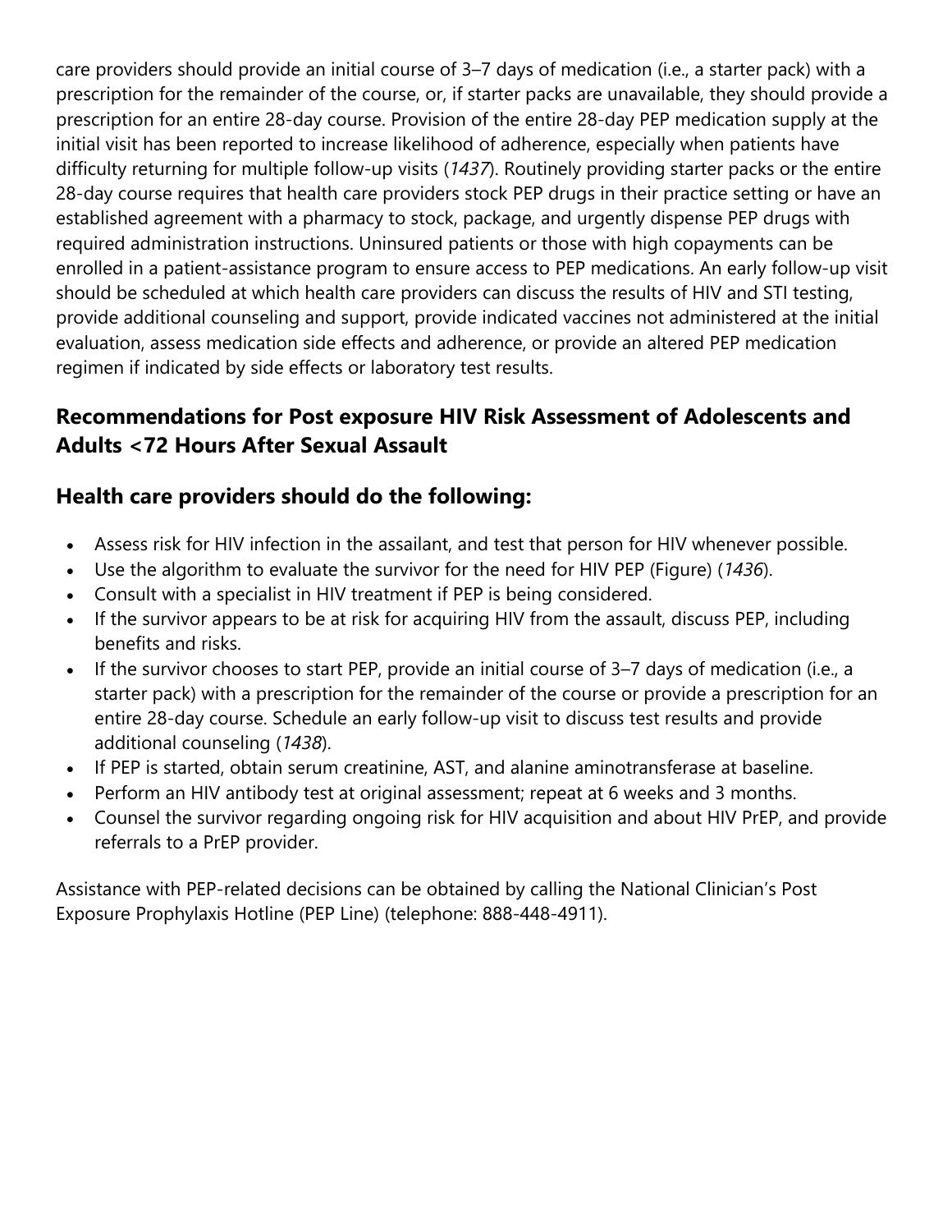care providers should provide an initial course of 3–7 days of medication (i.e., a starter pack) with a prescription for the remainder of the course, or, if starter packs are unavailable, they should provide a prescription for an entire 28-day course. Provision of the entire 28-day PEP medication supply at the initial visit has been reported to increase likelihood of adherence, especially when patients have difficulty returning for multiple follow-up visits (*1437*). Routinely providing starter packs or the entire 28-day course requires that health care providers stock PEP drugs in their practice setting or have an established agreement with a pharmacy to stock, package, and urgently dispense PEP drugs with required administration instructions. Uninsured patients or those with high copayments can be enrolled in a patient-assistance program to ensure access to PEP medications. An early follow-up visit should be scheduled at which health care providers can discuss the results of HIV and STI testing, provide additional counseling and support, provide indicated vaccines not administered at the initial evaluation, assess medication side effects and adherence, or provide an altered PEP medication regimen if indicated by side effects or laboratory test results.

## Recommendations for Post exposure HIV Risk Assessment of Adolescents and Adults <72 Hours After Sexual Assault

## Health care providers should do the following:

- Assess risk for HIV infection in the assailant, and test that person for HIV whenever possible.
- Use the algorithm to evaluate the survivor for the need for HIV PEP (Figure) (*1436*).
- Consult with a specialist in HIV treatment if PEP is being considered.
- If the survivor appears to be at risk for acquiring HIV from the assault, discuss PEP, including benefits and risks.
- If the survivor chooses to start PEP, provide an initial course of 3–7 days of medication (i.e., a starter pack) with a prescription for the remainder of the course or provide a prescription for an entire 28-day course. Schedule an early follow-up visit to discuss test results and provide additional counseling (*1438*).
- If PEP is started, obtain serum creatinine, AST, and alanine aminotransferase at baseline.
- Perform an HIV antibody test at original assessment; repeat at 6 weeks and 3 months.
- Counsel the survivor regarding ongoing risk for HIV acquisition and about HIV PrEP, and provide referrals to a PrEP provider.

Assistance with PEP-related decisions can be obtained by calling the National Clinician's Post Exposure Prophylaxis Hotline (PEP Line) (telephone: 888-448-4911).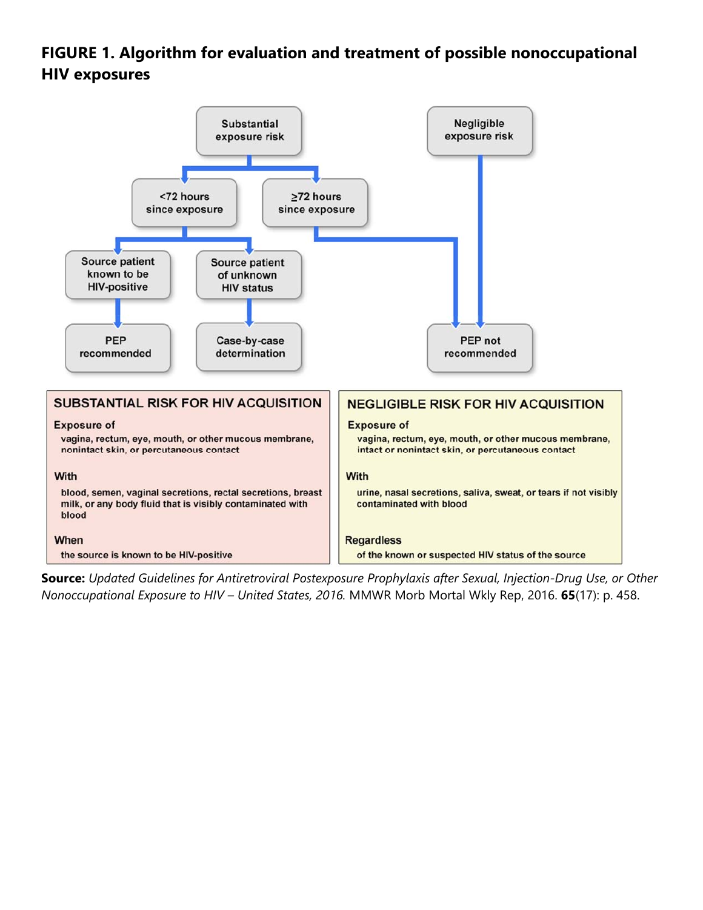**FIGURE 1. Algorithm for evaluation and treatment of possible nonoccupational HIV exposures**

Substantial exposure risk

<72 hours since exposure

≥72 hours since exposure

Source patient known to be HIV-positive

Source patient of unknown HIV status

PEP recommended

Case-by-case determination

Negligible exposure risk

PEP not recommended

SUBSTANTIAL RISK FOR HIV ACQUISITION

Exposure of

vagina, rectum, eye, mouth, or other mucous membrane, nonintact skin, or percutaneous contact

With

blood, semen, vaginal secretions, rectal secretions, breast milk, or any body fluid that is visibly contaminated with blood

When

the source is known to be HIV-positive

NEGLIGIBLE RISK FOR HIV ACQUISITION

Exposure of

vagina, rectum, eye, mouth, or other mucous membrane, intact or nonintact skin, or percutaneous contact

With

urine, nasal secretions, saliva, sweat, or tears if not visibly contaminated with blood

Regardless

of the known or suspected HIV status of the source

**Source:** *Updated Guidelines for Antiretroviral Postexposure Prophylaxis after Sexual, Injection-Drug Use, or Other Nonoccupational Exposure to HIV – United States, 2016.* MMWR Morb Mortal Wkly Rep, 2016. **65**(17): p. 458.